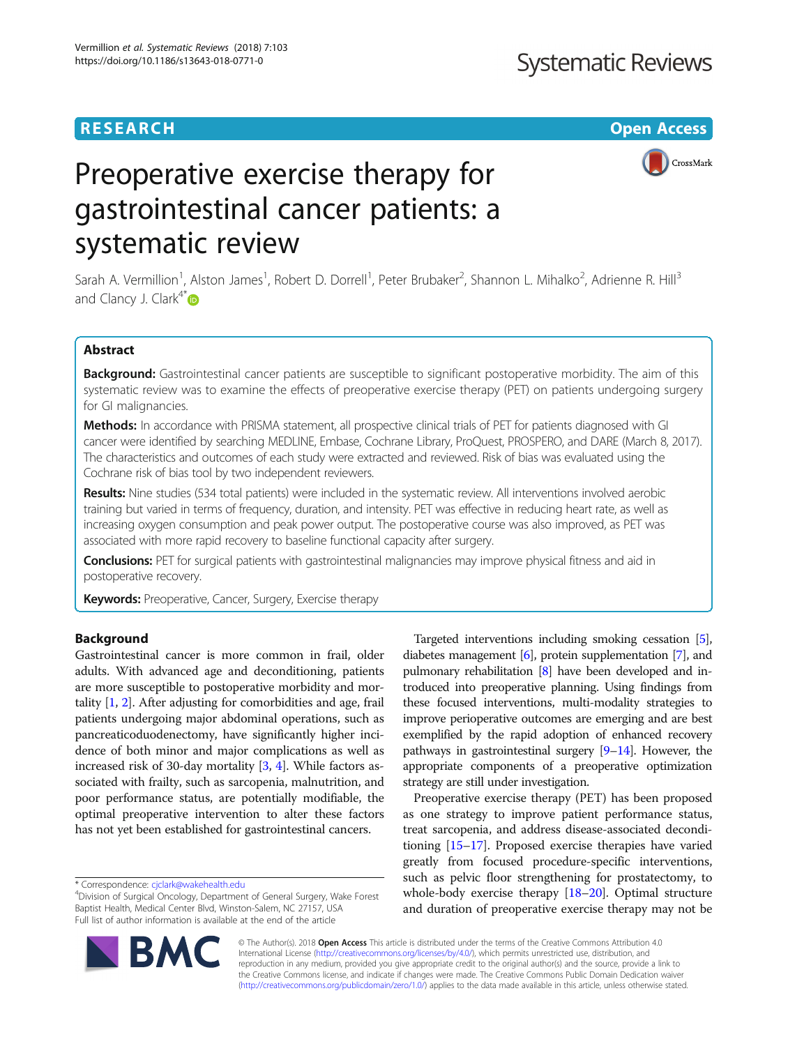**RESEARCH** **Open Access**

# Preoperative exercise therapy for gastrointestinal cancer patients: a systematic review

Sarah A. Vermillion[1], Alston James[1], Robert D. Dorrell[1], Peter Brubaker[2], Shannon L. Mihalko[2], Adrienne R. Hill[3] and Clancy J. Clark[4*]

## Abstract

**Background:** Gastrointestinal cancer patients are susceptible to significant postoperative morbidity. The aim of this systematic review was to examine the effects of preoperative exercise therapy (PET) on patients undergoing surgery for GI malignancies.

**Methods:** In accordance with PRISMA statement, all prospective clinical trials of PET for patients diagnosed with GI cancer were identified by searching MEDLINE, Embase, Cochrane Library, ProQuest, PROSPERO, and DARE (March 8, 2017). The characteristics and outcomes of each study were extracted and reviewed. Risk of bias was evaluated using the Cochrane risk of bias tool by two independent reviewers.

**Results:** Nine studies (534 total patients) were included in the systematic review. All interventions involved aerobic training but varied in terms of frequency, duration, and intensity. PET was effective in reducing heart rate, as well as increasing oxygen consumption and peak power output. The postoperative course was also improved, as PET was associated with more rapid recovery to baseline functional capacity after surgery.

**Conclusions:** PET for surgical patients with gastrointestinal malignancies may improve physical fitness and aid in postoperative recovery.

**Keywords:** Preoperative, Cancer, Surgery, Exercise therapy

## Background

Gastrointestinal cancer is more common in frail, older adults. With advanced age and deconditioning, patients are more susceptible to postoperative morbidity and mortality [1, 2]. After adjusting for comorbidities and age, frail patients undergoing major abdominal operations, such as pancreaticoduodenectomy, have significantly higher incidence of both minor and major complications as well as increased risk of 30-day mortality [3, 4]. While factors associated with frailty, such as sarcopenia, malnutrition, and poor performance status, are potentially modifiable, the optimal preoperative intervention to alter these factors has not yet been established for gastrointestinal cancers.

Targeted interventions including smoking cessation [5], diabetes management [6], protein supplementation [7], and pulmonary rehabilitation [8] have been developed and introduced into preoperative planning. Using findings from these focused interventions, multi-modality strategies to improve perioperative outcomes are emerging and are best exemplified by the rapid adoption of enhanced recovery pathways in gastrointestinal surgery [9–14]. However, the appropriate components of a preoperative optimization strategy are still under investigation.

Preoperative exercise therapy (PET) has been proposed as one strategy to improve patient performance status, treat sarcopenia, and address disease-associated deconditioning [15–17]. Proposed exercise therapies have varied greatly from focused procedure-specific interventions, such as pelvic floor strengthening for prostatectomy, to whole-body exercise therapy [18–20]. Optimal structure and duration of preoperative exercise therapy may not be

\* Correspondence: cjclark@wakehealth.edu
[4]Division of Surgical Oncology, Department of General Surgery, Wake Forest Baptist Health, Medical Center Blvd, Winston-Salem, NC 27157, USA
Full list of author information is available at the end of the article

© The Author(s). 2018 **Open Access** This article is distributed under the terms of the Creative Commons Attribution 4.0 International License (http://creativecommons.org/licenses/by/4.0/), which permits unrestricted use, distribution, and reproduction in any medium, provided you give appropriate credit to the original author(s) and the source, provide a link to the Creative Commons license, and indicate if changes were made. The Creative Commons Public Domain Dedication waiver (http://creativecommons.org/publicdomain/zero/1.0/) applies to the data made available in this article, unless otherwise stated.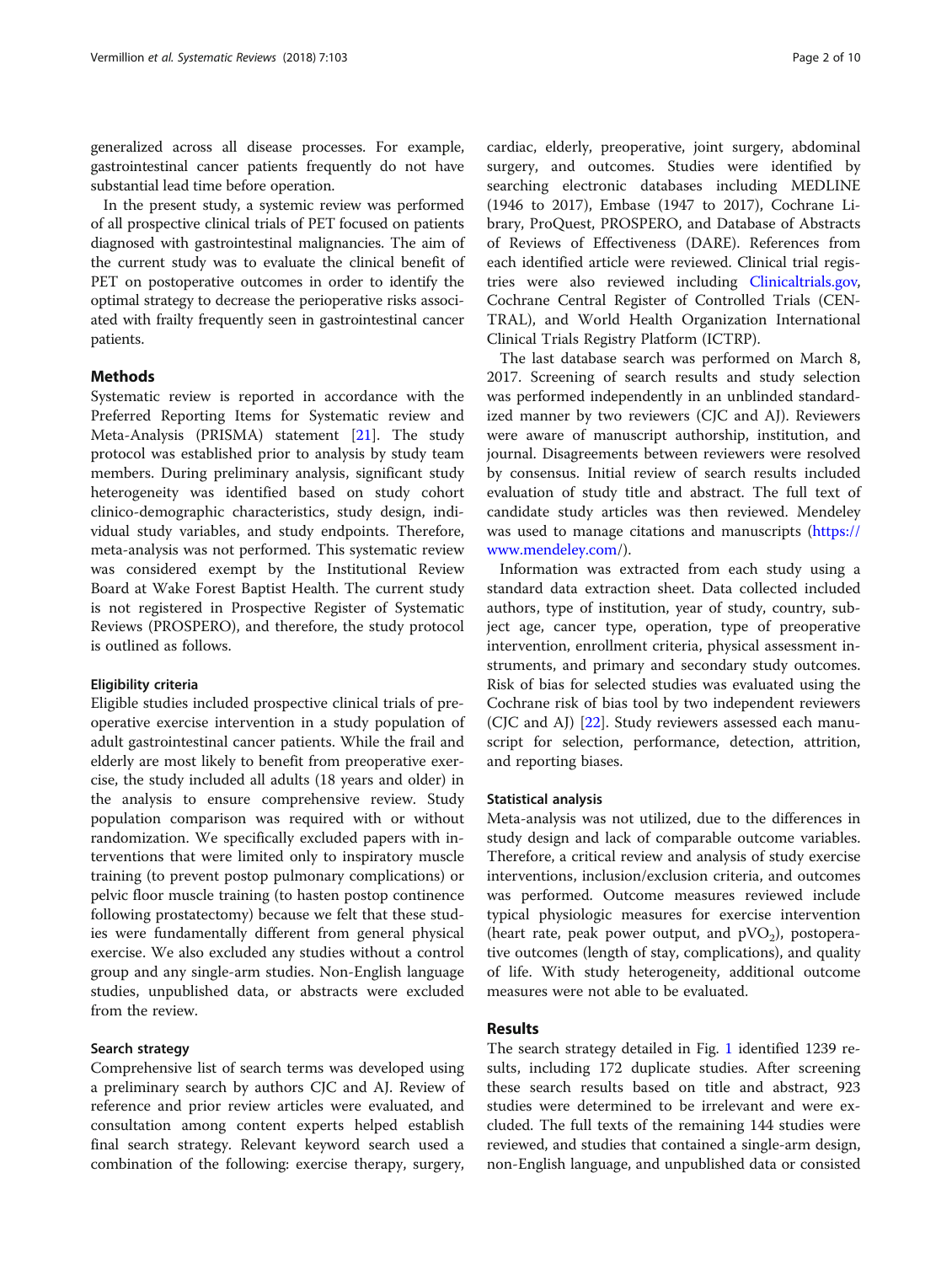generalized across all disease processes. For example, gastrointestinal cancer patients frequently do not have substantial lead time before operation.

In the present study, a systemic review was performed of all prospective clinical trials of PET focused on patients diagnosed with gastrointestinal malignancies. The aim of the current study was to evaluate the clinical benefit of PET on postoperative outcomes in order to identify the optimal strategy to decrease the perioperative risks associated with frailty frequently seen in gastrointestinal cancer patients.

## Methods

Systematic review is reported in accordance with the Preferred Reporting Items for Systematic review and Meta-Analysis (PRISMA) statement [21]. The study protocol was established prior to analysis by study team members. During preliminary analysis, significant study heterogeneity was identified based on study cohort clinico-demographic characteristics, study design, individual study variables, and study endpoints. Therefore, meta-analysis was not performed. This systematic review was considered exempt by the Institutional Review Board at Wake Forest Baptist Health. The current study is not registered in Prospective Register of Systematic Reviews (PROSPERO), and therefore, the study protocol is outlined as follows.

### Eligibility criteria

Eligible studies included prospective clinical trials of preoperative exercise intervention in a study population of adult gastrointestinal cancer patients. While the frail and elderly are most likely to benefit from preoperative exercise, the study included all adults (18 years and older) in the analysis to ensure comprehensive review. Study population comparison was required with or without randomization. We specifically excluded papers with interventions that were limited only to inspiratory muscle training (to prevent postop pulmonary complications) or pelvic floor muscle training (to hasten postop continence following prostatectomy) because we felt that these studies were fundamentally different from general physical exercise. We also excluded any studies without a control group and any single-arm studies. Non-English language studies, unpublished data, or abstracts were excluded from the review.

### Search strategy

Comprehensive list of search terms was developed using a preliminary search by authors CJC and AJ. Review of reference and prior review articles were evaluated, and consultation among content experts helped establish final search strategy. Relevant keyword search used a combination of the following: exercise therapy, surgery, cardiac, elderly, preoperative, joint surgery, abdominal surgery, and outcomes. Studies were identified by searching electronic databases including MEDLINE (1946 to 2017), Embase (1947 to 2017), Cochrane Library, ProQuest, PROSPERO, and Database of Abstracts of Reviews of Effectiveness (DARE). References from each identified article were reviewed. Clinical trial registries were also reviewed including Clinicaltrials.gov, Cochrane Central Register of Controlled Trials (CENTRAL), and World Health Organization International Clinical Trials Registry Platform (ICTRP).

The last database search was performed on March 8, 2017. Screening of search results and study selection was performed independently in an unblinded standardized manner by two reviewers (CJC and AJ). Reviewers were aware of manuscript authorship, institution, and journal. Disagreements between reviewers were resolved by consensus. Initial review of search results included evaluation of study title and abstract. The full text of candidate study articles was then reviewed. Mendeley was used to manage citations and manuscripts (https://www.mendeley.com/).

Information was extracted from each study using a standard data extraction sheet. Data collected included authors, type of institution, year of study, country, subject age, cancer type, operation, type of preoperative intervention, enrollment criteria, physical assessment instruments, and primary and secondary study outcomes. Risk of bias for selected studies was evaluated using the Cochrane risk of bias tool by two independent reviewers (CJC and AJ) [22]. Study reviewers assessed each manuscript for selection, performance, detection, attrition, and reporting biases.

### Statistical analysis

Meta-analysis was not utilized, due to the differences in study design and lack of comparable outcome variables. Therefore, a critical review and analysis of study exercise interventions, inclusion/exclusion criteria, and outcomes was performed. Outcome measures reviewed include typical physiologic measures for exercise intervention (heart rate, peak power output, and $pVO_2$), postoperative outcomes (length of stay, complications), and quality of life. With study heterogeneity, additional outcome measures were not able to be evaluated.

## Results

The search strategy detailed in Fig. 1 identified 1239 results, including 172 duplicate studies. After screening these search results based on title and abstract, 923 studies were determined to be irrelevant and were excluded. The full texts of the remaining 144 studies were reviewed, and studies that contained a single-arm design, non-English language, and unpublished data or consisted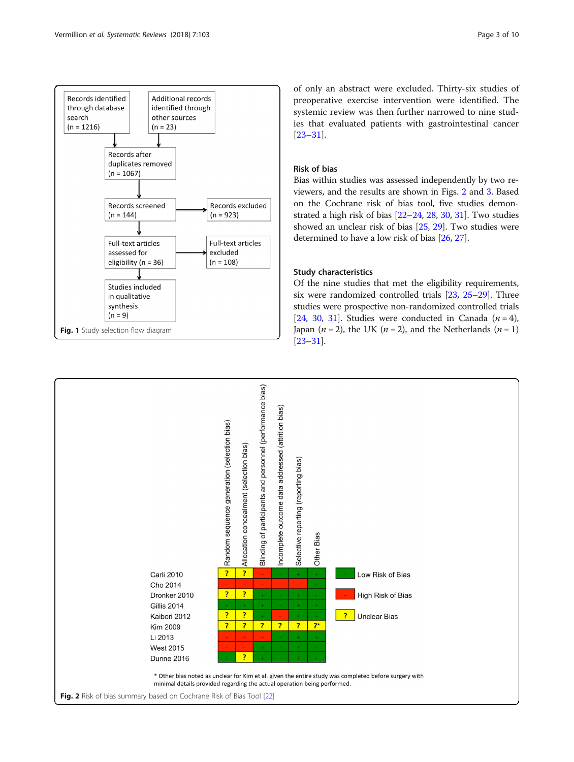Records identified through database search (n = 1216)

Additional records identified through other sources (n = 23)

Records after duplicates removed (n = 1067)

Records screened (n = 144)

Records excluded (n = 923)

Full-text articles assessed for eligibility (n = 36)

Full-text articles excluded (n = 108)

Studies included in qualitative synthesis (n = 9)

**Fig. 1** Study selection flow diagram

of only an abstract were excluded. Thirty-six studies of preoperative exercise intervention were identified. The systemic review was then further narrowed to nine studies that evaluated patients with gastrointestinal cancer [23–31].

### Risk of bias

Bias within studies was assessed independently by two reviewers, and the results are shown in Figs. 2 and 3. Based on the Cochrane risk of bias tool, five studies demonstrated a high risk of bias [22–24, 28, 30, 31]. Two studies showed an unclear risk of bias [25, 29]. Two studies were determined to have a low risk of bias [26, 27].

### Study characteristics

Of the nine studies that met the eligibility requirements, six were randomized controlled trials [23, 25–29]. Three studies were prospective non-randomized controlled trials [24, 30, 31]. Studies were conducted in Canada ($n = 4$), Japan ($n = 2$), the UK ($n = 2$), and the Netherlands ($n = 1$) [23–31].

| | Random sequence generation (selection bias) | Allocation concealment (selection bias) | Blinding of participants and personnel (performance bias) | Incomplete outcome data addressed (attrition bias) | Selective reporting (reporting bias) | Other Bias |
|---|---|---|---|---|---|---|
| Carli 2010 | ? | ? | – | + | + | + |
| Cho 2014 | – | – | – | – | – | + |
| Dronker 2010 | ? | ? | + | – | + | + |
| Gillis 2014 | + | + | + | + | + | + |
| Kaibori 2012 | ? | ? | + | – | + | + |
| Kim 2009 | ? | ? | ? | ? | ? | ?* |
| Li 2013 | – | – | – | + | + | + |
| West 2015 | – | – | + | + | + | + |
| Dunne 2016 | + | ? | + | + | + | + |

+ Low Risk of Bias; – High Risk of Bias; ? Unclear Bias

\* Other bias noted as unclear for Kim et al. given the entire study was completed before surgery with minimal details provided regarding the actual operation being performed.

**Fig. 2** Risk of bias summary based on Cochrane Risk of Bias Tool [22]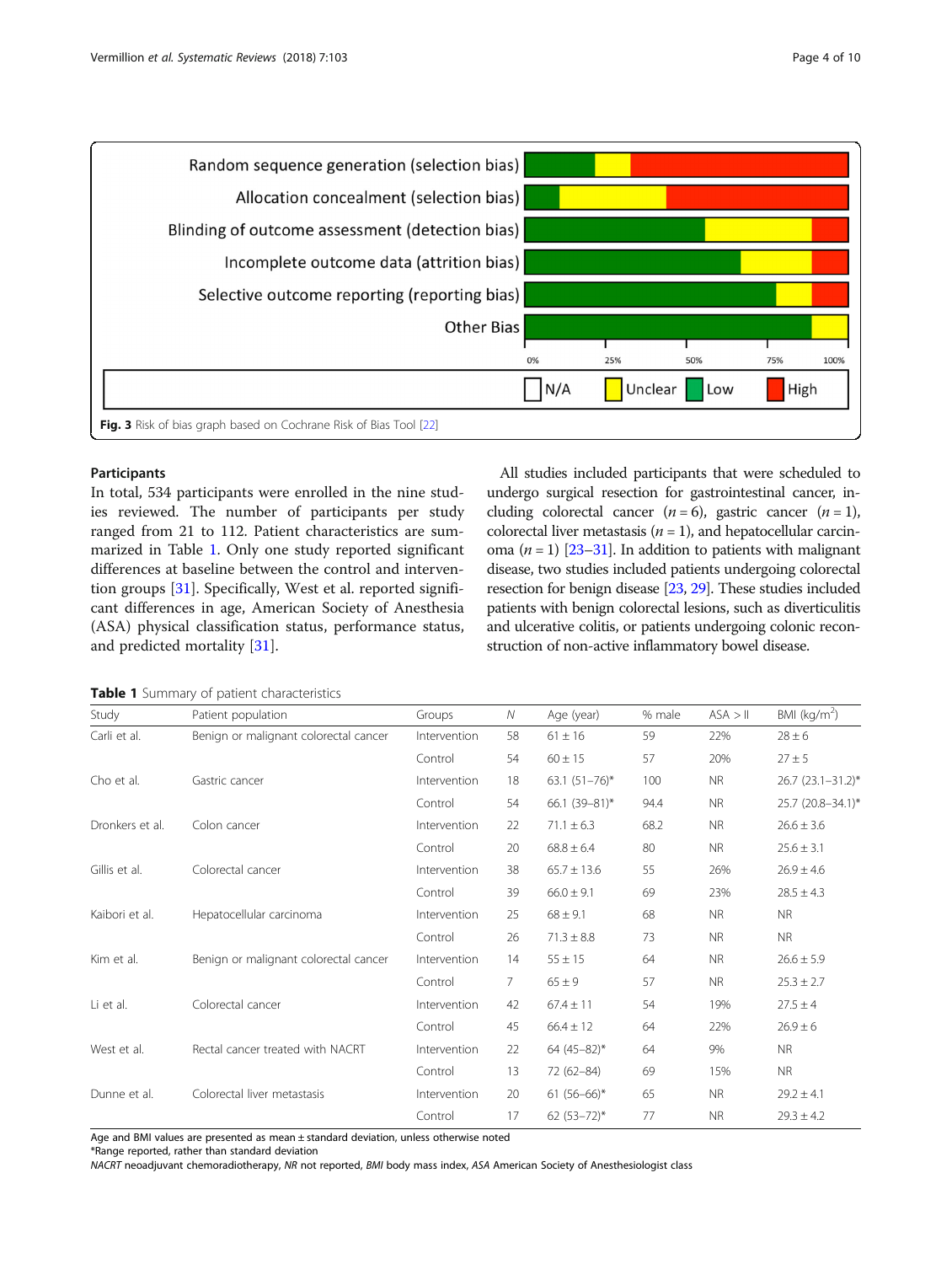Fig. 3 Risk of bias graph based on Cochrane Risk of Bias Tool [22]

### Participants

In total, 534 participants were enrolled in the nine studies reviewed. The number of participants per study ranged from 21 to 112. Patient characteristics are summarized in Table 1. Only one study reported significant differences at baseline between the control and intervention groups [31]. Specifically, West et al. reported significant differences in age, American Society of Anesthesia (ASA) physical classification status, performance status, and predicted mortality [31].

All studies included participants that were scheduled to undergo surgical resection for gastrointestinal cancer, including colorectal cancer ($n = 6$), gastric cancer ($n = 1$), colorectal liver metastasis ($n = 1$), and hepatocellular carcinoma ($n = 1$) [23–31]. In addition to patients with malignant disease, two studies included patients undergoing colorectal resection for benign disease [23, 29]. These studies included patients with benign colorectal lesions, such as diverticulitis and ulcerative colitis, or patients undergoing colonic reconstruction of non-active inflammatory bowel disease.

**Table 1** Summary of patient characteristics

| Study | Patient population | Groups | N | Age (year) | % male | ASA > II | BMI (kg/m$^2$) |
|---|---|---|---|---|---|---|---|
| Carli et al. | Benign or malignant colorectal cancer | Intervention | 58 | 61 ± 16 | 59 | 22% | 28 ± 6 |
| | | Control | 54 | 60 ± 15 | 57 | 20% | 27 ± 5 |
| Cho et al. | Gastric cancer | Intervention | 18 | 63.1 (51–76)* | 100 | NR | 26.7 (23.1–31.2)* |
| | | Control | 54 | 66.1 (39–81)* | 94.4 | NR | 25.7 (20.8–34.1)* |
| Dronkers et al. | Colon cancer | Intervention | 22 | 71.1 ± 6.3 | 68.2 | NR | 26.6 ± 3.6 |
| | | Control | 20 | 68.8 ± 6.4 | 80 | NR | 25.6 ± 3.1 |
| Gillis et al. | Colorectal cancer | Intervention | 38 | 65.7 ± 13.6 | 55 | 26% | 26.9 ± 4.6 |
| | | Control | 39 | 66.0 ± 9.1 | 69 | 23% | 28.5 ± 4.3 |
| Kaibori et al. | Hepatocellular carcinoma | Intervention | 25 | 68 ± 9.1 | 68 | NR | NR |
| | | Control | 26 | 71.3 ± 8.8 | 73 | NR | NR |
| Kim et al. | Benign or malignant colorectal cancer | Intervention | 14 | 55 ± 15 | 64 | NR | 26.6 ± 5.9 |
| | | Control | 7 | 65 ± 9 | 57 | NR | 25.3 ± 2.7 |
| Li et al. | Colorectal cancer | Intervention | 42 | 67.4 ± 11 | 54 | 19% | 27.5 ± 4 |
| | | Control | 45 | 66.4 ± 12 | 64 | 22% | 26.9 ± 6 |
| West et al. | Rectal cancer treated with NACRT | Intervention | 22 | 64 (45–82)* | 64 | 9% | NR |
| | | Control | 13 | 72 (62–84) | 69 | 15% | NR |
| Dunne et al. | Colorectal liver metastasis | Intervention | 20 | 61 (56–66)* | 65 | NR | 29.2 ± 4.1 |
| | | Control | 17 | 62 (53–72)* | 77 | NR | 29.3 ± 4.2 |

Age and BMI values are presented as mean ± standard deviation, unless otherwise noted
*Range reported, rather than standard deviation
*NACRT* neoadjuvant chemoradiotherapy, *NR* not reported, *BMI* body mass index, *ASA* American Society of Anesthesiologist class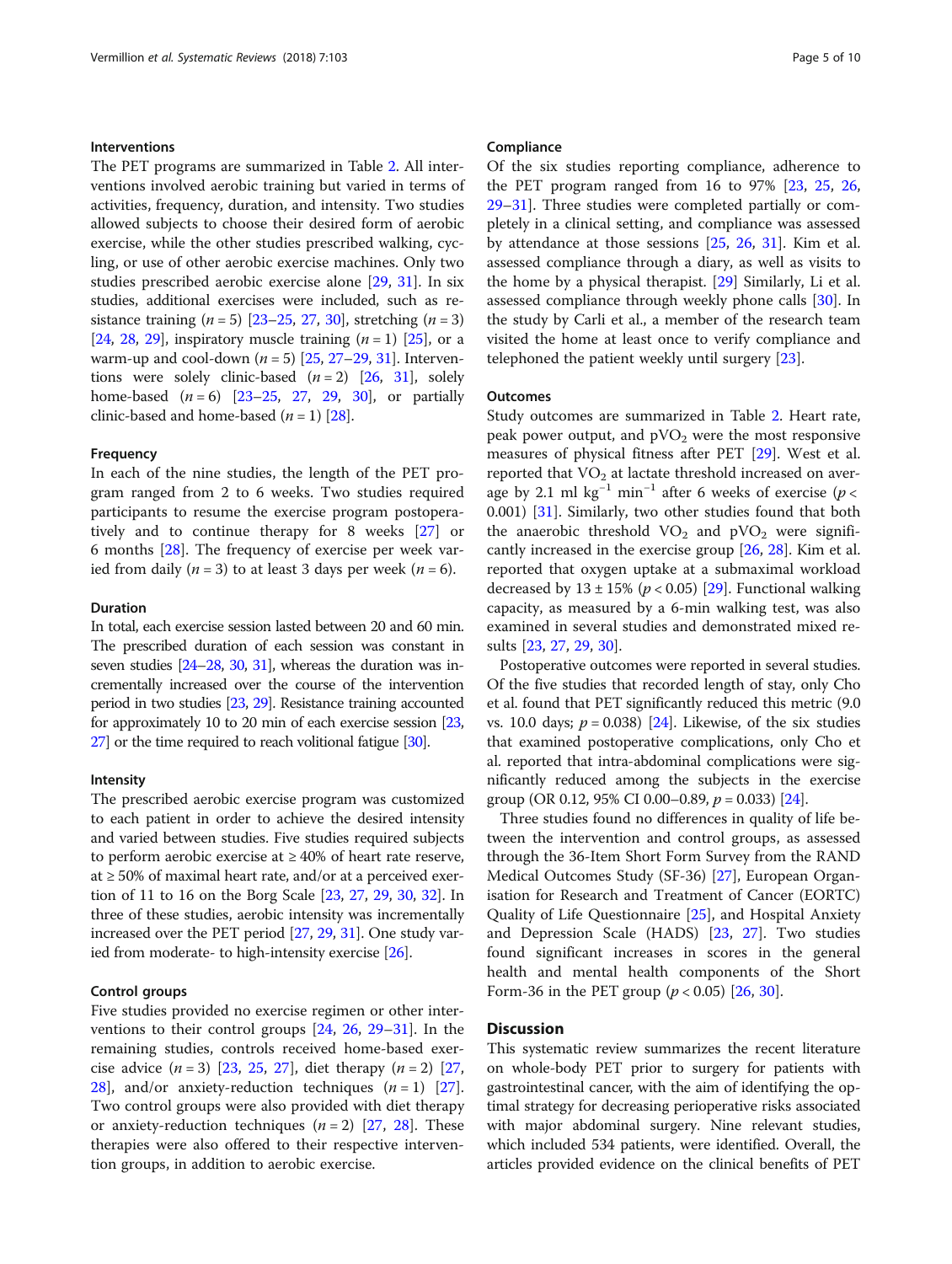### Interventions

The PET programs are summarized in Table 2. All interventions involved aerobic training but varied in terms of activities, frequency, duration, and intensity. Two studies allowed subjects to choose their desired form of aerobic exercise, while the other studies prescribed walking, cycling, or use of other aerobic exercise machines. Only two studies prescribed aerobic exercise alone [29, 31]. In six studies, additional exercises were included, such as resistance training ($n = 5$) [23–25, 27, 30], stretching ($n = 3$) [24, 28, 29], inspiratory muscle training ($n = 1$) [25], or a warm-up and cool-down ($n = 5$) [25, 27–29, 31]. Interventions were solely clinic-based ($n = 2$) [26, 31], solely home-based ($n = 6$) [23–25, 27, 29, 30], or partially clinic-based and home-based ($n = 1$) [28].

### Frequency

In each of the nine studies, the length of the PET program ranged from 2 to 6 weeks. Two studies required participants to resume the exercise program postoperatively and to continue therapy for 8 weeks [27] or 6 months [28]. The frequency of exercise per week varied from daily ($n = 3$) to at least 3 days per week ($n = 6$).

### Duration

In total, each exercise session lasted between 20 and 60 min. The prescribed duration of each session was constant in seven studies [24–28, 30, 31], whereas the duration was incrementally increased over the course of the intervention period in two studies [23, 29]. Resistance training accounted for approximately 10 to 20 min of each exercise session [23, 27] or the time required to reach volitional fatigue [30].

### Intensity

The prescribed aerobic exercise program was customized to each patient in order to achieve the desired intensity and varied between studies. Five studies required subjects to perform aerobic exercise at ≥ 40% of heart rate reserve, at ≥ 50% of maximal heart rate, and/or at a perceived exertion of 11 to 16 on the Borg Scale [23, 27, 29, 30, 32]. In three of these studies, aerobic intensity was incrementally increased over the PET period [27, 29, 31]. One study varied from moderate- to high-intensity exercise [26].

### Control groups

Five studies provided no exercise regimen or other interventions to their control groups [24, 26, 29–31]. In the remaining studies, controls received home-based exercise advice ($n = 3$) [23, 25, 27], diet therapy ($n = 2$) [27, 28], and/or anxiety-reduction techniques ($n = 1$) [27]. Two control groups were also provided with diet therapy or anxiety-reduction techniques ($n = 2$) [27, 28]. These therapies were also offered to their respective intervention groups, in addition to aerobic exercise.

### Compliance

Of the six studies reporting compliance, adherence to the PET program ranged from 16 to 97% [23, 25, 26, 29–31]. Three studies were completed partially or completely in a clinical setting, and compliance was assessed by attendance at those sessions [25, 26, 31]. Kim et al. assessed compliance through a diary, as well as visits to the home by a physical therapist. [29] Similarly, Li et al. assessed compliance through weekly phone calls [30]. In the study by Carli et al., a member of the research team visited the home at least once to verify compliance and telephoned the patient weekly until surgery [23].

### Outcomes

Study outcomes are summarized in Table 2. Heart rate, peak power output, and $pVO_2$ were the most responsive measures of physical fitness after PET [29]. West et al. reported that $VO_2$ at lactate threshold increased on average by 2.1 ml $kg^{-1}$ $min^{-1}$ after 6 weeks of exercise ($p < 0.001$) [31]. Similarly, two other studies found that both the anaerobic threshold $VO_2$ and $pVO_2$ were significantly increased in the exercise group [26, 28]. Kim et al. reported that oxygen uptake at a submaximal workload decreased by 13 ± 15% ($p < 0.05$) [29]. Functional walking capacity, as measured by a 6-min walking test, was also examined in several studies and demonstrated mixed results [23, 27, 29, 30].

Postoperative outcomes were reported in several studies. Of the five studies that recorded length of stay, only Cho et al. found that PET significantly reduced this metric (9.0 vs. 10.0 days; $p = 0.038$) [24]. Likewise, of the six studies that examined postoperative complications, only Cho et al. reported that intra-abdominal complications were significantly reduced among the subjects in the exercise group (OR 0.12, 95% CI 0.00–0.89, $p = 0.033$) [24].

Three studies found no differences in quality of life between the intervention and control groups, as assessed through the 36-Item Short Form Survey from the RAND Medical Outcomes Study (SF-36) [27], European Organisation for Research and Treatment of Cancer (EORTC) Quality of Life Questionnaire [25], and Hospital Anxiety and Depression Scale (HADS) [23, 27]. Two studies found significant increases in scores in the general health and mental health components of the Short Form-36 in the PET group ($p < 0.05$) [26, 30].

## Discussion

This systematic review summarizes the recent literature on whole-body PET prior to surgery for patients with gastrointestinal cancer, with the aim of identifying the optimal strategy for decreasing perioperative risks associated with major abdominal surgery. Nine relevant studies, which included 534 patients, were identified. Overall, the articles provided evidence on the clinical benefits of PET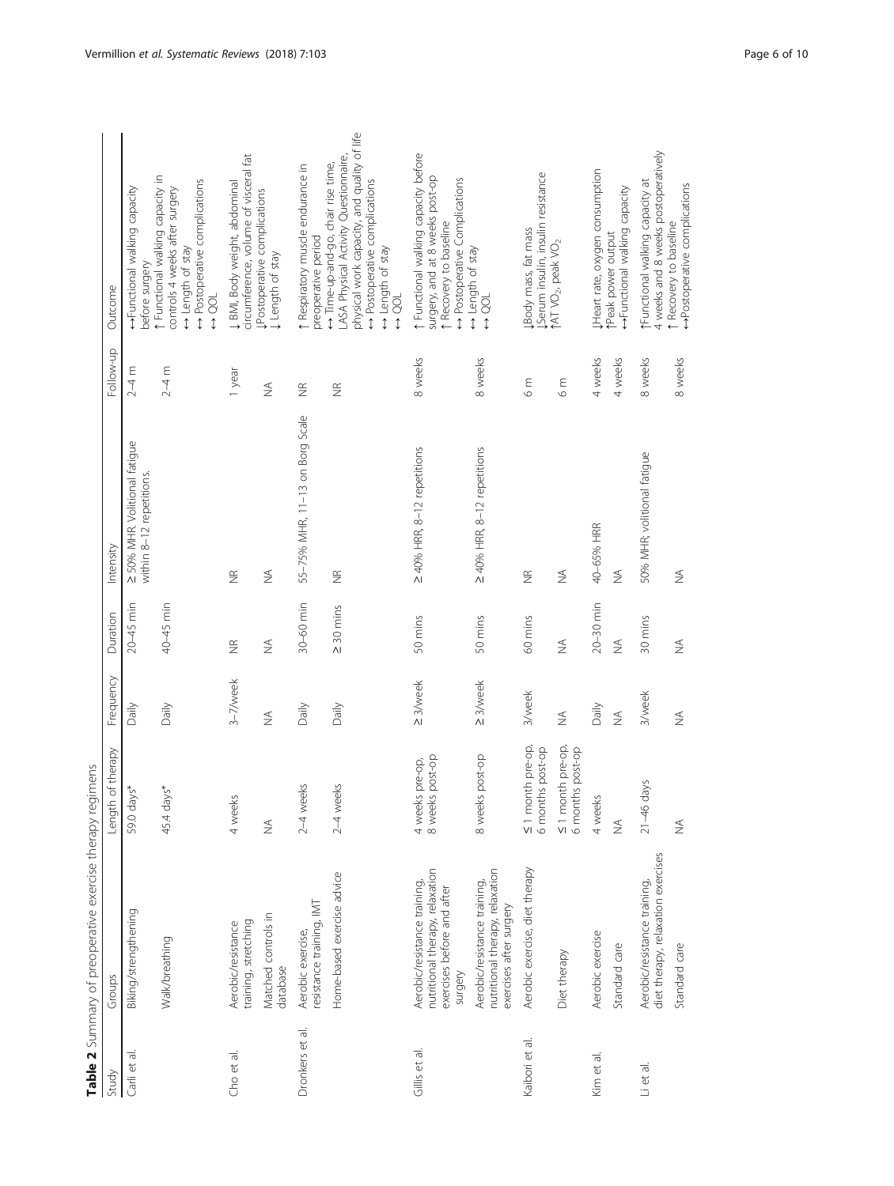**Table 2** Summary of preoperative exercise therapy regimens

| Study | Groups | Length of therapy | Frequency | Duration | Intensity | Follow-up | Outcome |
|---|---|---|---|---|---|---|---|
| Carli et al. | Biking/strengthening | 59.0 days* | Daily | 20–45 min | ≥ 50% MHR. Volitional fatigue within 8–12 repetitions. | 2–4 m | ↔Functional walking capacity before surgery<br>↑ Functional walking capacity in controls 4 weeks after surgery<br>↔ Length of stay<br>↔ Postoperative complications<br>↔ QOL |
| | Walk/breathing | 45.4 days* | Daily | 40–45 min | | 2–4 m | |
| Cho et al. | Aerobic/resistance training, stretching | 4 weeks | 3–7/week | NR | NR | 1 year | ↓ BMI, Body weight, abdominal circumference, volume of visceral fat<br>↓Postoperative complications<br>↓ Length of stay |
| | Matched controls in database | NA | NA | NA | NA | NA | |
| Dronkers et al. | Aerobic exercise, resistance training, IMT | 2–4 weeks | Daily | 30–60 min | 55–75% MHR, 11–13 on Borg Scale | NR | ↑ Respiratory muscle endurance in preoperative period<br>↔ Time-up-and-go, chair rise time, LASA Physical Activity Questionnaire, physical work capacity, and quality of life<br>↔ Postoperative complications<br>↔ Length of stay<br>↔ QOL |
| | Home-based exercise advice | 2–4 weeks | Daily | ≥ 30 mins | NR | NR | |
| Gillis et al. | Aerobic/resistance training, nutritional therapy, relaxation exercises before and after surgery | 4 weeks pre-op, 8 weeks post-op | ≥ 3/week | 50 mins | ≥ 40% HRR, 8–12 repetitions | 8 weeks | ↑ Functional walking capacity before surgery, and at 8 weeks post-op<br>↑ Recovery to baseline<br>↔ Postoperative Complications<br>↔ Length of stay<br>↔ QOL |
| | Aerobic/resistance training, nutritional therapy, relaxation exercises after surgery | 8 weeks post-op | ≥ 3/week | 50 mins | ≥ 40% HRR, 8–12 repetitions | 8 weeks | |
| Kaibori et al. | Aerobic exercise, diet therapy | ≤ 1 month pre-op, 6 months post-op | 3/week | 60 mins | NR | 6 m | ↓Body mass, fat mass<br>↓Serum insulin, insulin resistance<br>↑AT $VO_2$, peak $VO_2$ |
| | Diet therapy | ≤ 1 month pre-op, 6 months post-op | NA | NA | NA | 6 m | |
| Kim et al. | Aerobic exercise | 4 weeks | Daily | 20–30 min | 40–65% HRR | 4 weeks | ↓Heart rate, oxygen consumption<br>↑Peak power output<br>↔Functional walking capacity |
| | Standard care | NA | NA | NA | NA | 4 weeks | |
| Li et al. | Aerobic/resistance training, diet therapy, relaxation exercises | 21–46 days | 3/week | 30 mins | 50% MHR; volitional fatigue | 8 weeks | ↑Functional walking capacity at 4 weeks and 8 weeks postoperatively<br>↑ Recovery to baseline<br>↔Postoperative complications |
| | Standard care | NA | NA | NA | NA | 8 weeks | |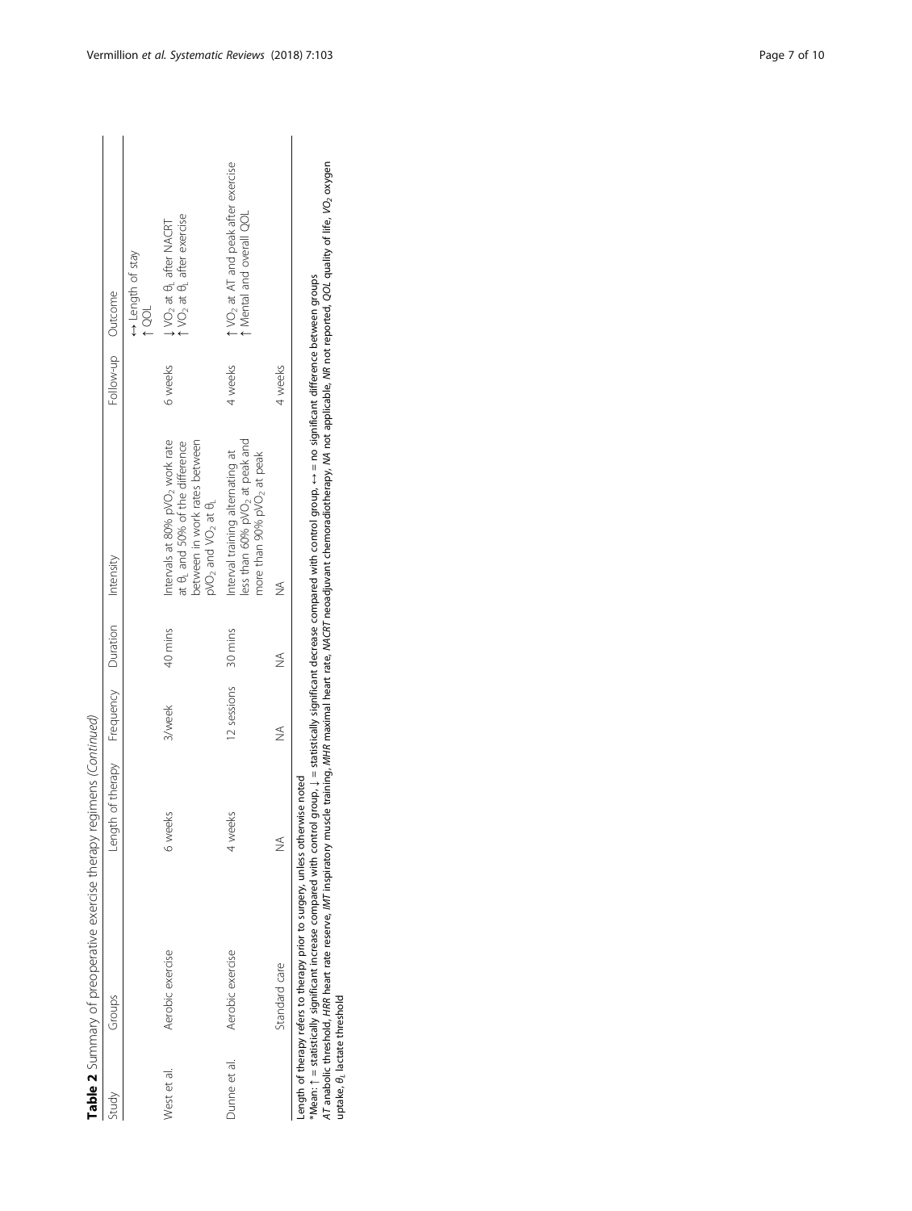**Table 2** Summary of preoperative exercise therapy regimens *(Continued)*

| Study | Groups | Length of therapy | Frequency | Duration | Intensity | Follow-up | Outcome |
|---|---|---|---|---|---|---|---|
| | | | | | | | ↔ Length of stay<br>↑ QOL |
| West et al. | Aerobic exercise | 6 weeks | 3/week | 40 mins | Intervals at 80% $pVO_2$ work rate at $\theta_L$ and 50% of the difference between in work rates between $pVO_2$ and $VO_2$ at $\theta_L$ | 6 weeks | ↓ $VO_2$ at $\theta_L$ after NACRT<br>↑ $VO_2$ at $\theta_L$ after exercise |
| Dunne et al. | Aerobic exercise | 4 weeks | 12 sessions | 30 mins | Interval training alternating at less than 60% $pVO_2$ at peak and more than 90% $pVO_2$ at peak | 4 weeks | ↑ $VO_2$ at AT and peak after exercise<br>↑ Mental and overall QOL |
| | Standard care | NA | NA | NA | NA | 4 weeks | |

Length of therapy refers to therapy prior to surgery, unless otherwise noted

*Mean: ↑ = statistically significant increase compared with control group, ↓ = statistically significant decrease compared with control group, ↔ = no significant difference between groups

*AT* anabolic threshold, *HRR* heart rate reserve, *IMT* inspiratory muscle training, *MHR* maximal heart rate, *NACRT* neoadjuvant chemoradiotherapy, *NA* not applicable, *NR* not reported, *QOL* quality of life, $VO_2$ oxygen uptake, $\theta_L$ lactate threshold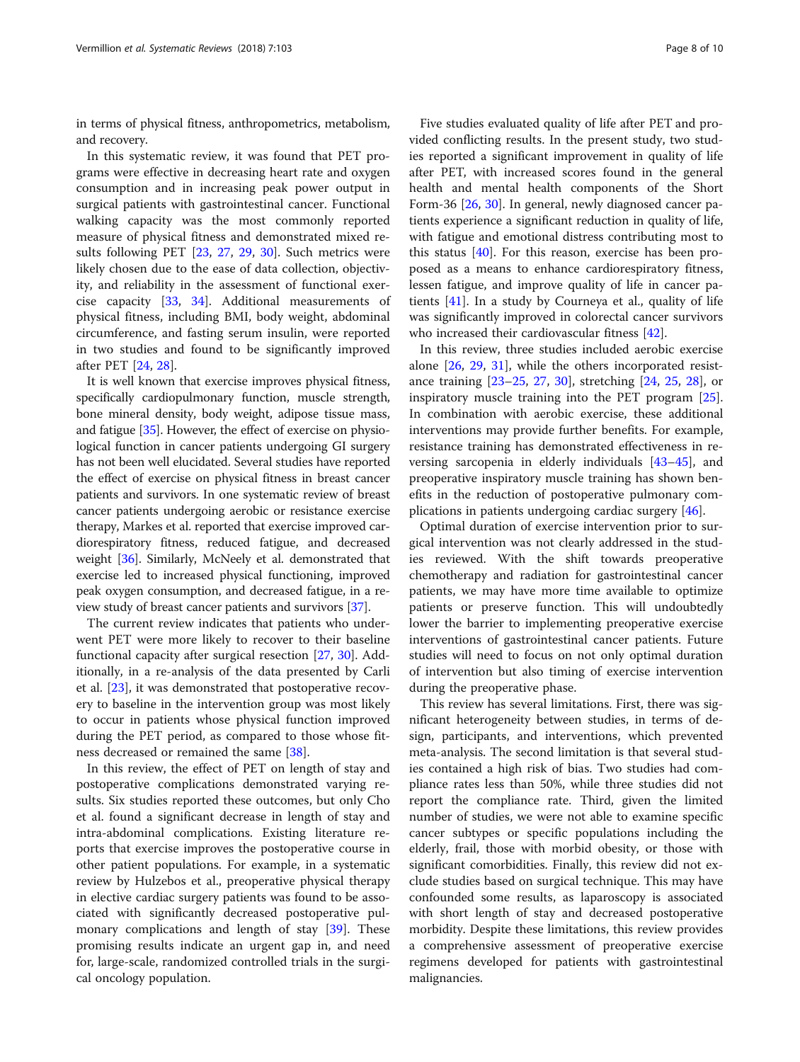in terms of physical fitness, anthropometrics, metabolism, and recovery.

In this systematic review, it was found that PET programs were effective in decreasing heart rate and oxygen consumption and in increasing peak power output in surgical patients with gastrointestinal cancer. Functional walking capacity was the most commonly reported measure of physical fitness and demonstrated mixed results following PET [23, 27, 29, 30]. Such metrics were likely chosen due to the ease of data collection, objectivity, and reliability in the assessment of functional exercise capacity [33, 34]. Additional measurements of physical fitness, including BMI, body weight, abdominal circumference, and fasting serum insulin, were reported in two studies and found to be significantly improved after PET [24, 28].

It is well known that exercise improves physical fitness, specifically cardiopulmonary function, muscle strength, bone mineral density, body weight, adipose tissue mass, and fatigue [35]. However, the effect of exercise on physiological function in cancer patients undergoing GI surgery has not been well elucidated. Several studies have reported the effect of exercise on physical fitness in breast cancer patients and survivors. In one systematic review of breast cancer patients undergoing aerobic or resistance exercise therapy, Markes et al. reported that exercise improved cardiorespiratory fitness, reduced fatigue, and decreased weight [36]. Similarly, McNeely et al. demonstrated that exercise led to increased physical functioning, improved peak oxygen consumption, and decreased fatigue, in a review study of breast cancer patients and survivors [37].

The current review indicates that patients who underwent PET were more likely to recover to their baseline functional capacity after surgical resection [27, 30]. Additionally, in a re-analysis of the data presented by Carli et al. [23], it was demonstrated that postoperative recovery to baseline in the intervention group was most likely to occur in patients whose physical function improved during the PET period, as compared to those whose fitness decreased or remained the same [38].

In this review, the effect of PET on length of stay and postoperative complications demonstrated varying results. Six studies reported these outcomes, but only Cho et al. found a significant decrease in length of stay and intra-abdominal complications. Existing literature reports that exercise improves the postoperative course in other patient populations. For example, in a systematic review by Hulzebos et al., preoperative physical therapy in elective cardiac surgery patients was found to be associated with significantly decreased postoperative pulmonary complications and length of stay [39]. These promising results indicate an urgent gap in, and need for, large-scale, randomized controlled trials in the surgical oncology population.

Five studies evaluated quality of life after PET and provided conflicting results. In the present study, two studies reported a significant improvement in quality of life after PET, with increased scores found in the general health and mental health components of the Short Form-36 [26, 30]. In general, newly diagnosed cancer patients experience a significant reduction in quality of life, with fatigue and emotional distress contributing most to this status [40]. For this reason, exercise has been proposed as a means to enhance cardiorespiratory fitness, lessen fatigue, and improve quality of life in cancer patients [41]. In a study by Courneya et al., quality of life was significantly improved in colorectal cancer survivors who increased their cardiovascular fitness [42].

In this review, three studies included aerobic exercise alone [26, 29, 31], while the others incorporated resistance training [23–25, 27, 30], stretching [24, 25, 28], or inspiratory muscle training into the PET program [25]. In combination with aerobic exercise, these additional interventions may provide further benefits. For example, resistance training has demonstrated effectiveness in reversing sarcopenia in elderly individuals [43–45], and preoperative inspiratory muscle training has shown benefits in the reduction of postoperative pulmonary complications in patients undergoing cardiac surgery [46].

Optimal duration of exercise intervention prior to surgical intervention was not clearly addressed in the studies reviewed. With the shift towards preoperative chemotherapy and radiation for gastrointestinal cancer patients, we may have more time available to optimize patients or preserve function. This will undoubtedly lower the barrier to implementing preoperative exercise interventions of gastrointestinal cancer patients. Future studies will need to focus on not only optimal duration of intervention but also timing of exercise intervention during the preoperative phase.

This review has several limitations. First, there was significant heterogeneity between studies, in terms of design, participants, and interventions, which prevented meta-analysis. The second limitation is that several studies contained a high risk of bias. Two studies had compliance rates less than 50%, while three studies did not report the compliance rate. Third, given the limited number of studies, we were not able to examine specific cancer subtypes or specific populations including the elderly, frail, those with morbid obesity, or those with significant comorbidities. Finally, this review did not exclude studies based on surgical technique. This may have confounded some results, as laparoscopy is associated with short length of stay and decreased postoperative morbidity. Despite these limitations, this review provides a comprehensive assessment of preoperative exercise regimens developed for patients with gastrointestinal malignancies.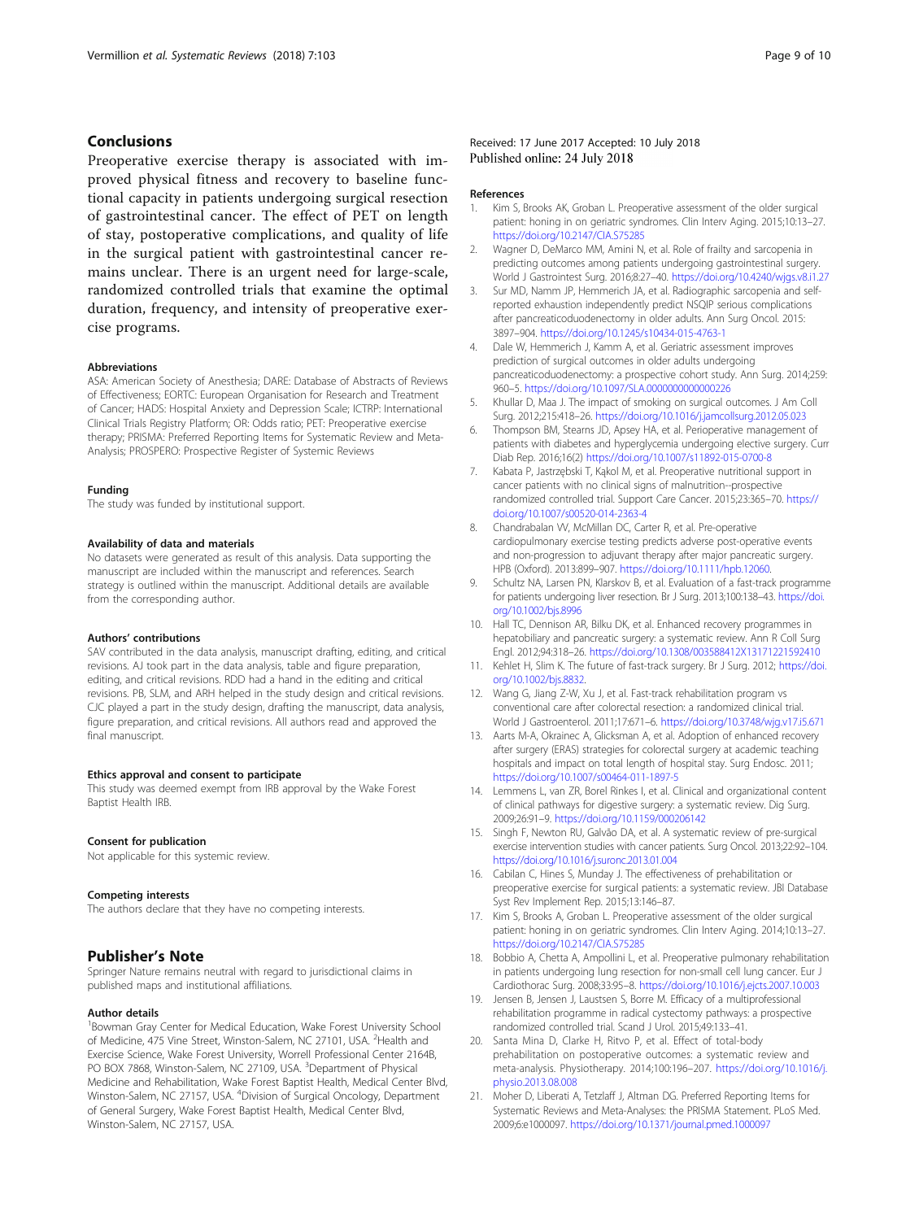## Conclusions

Preoperative exercise therapy is associated with improved physical fitness and recovery to baseline functional capacity in patients undergoing surgical resection of gastrointestinal cancer. The effect of PET on length of stay, postoperative complications, and quality of life in the surgical patient with gastrointestinal cancer remains unclear. There is an urgent need for large-scale, randomized controlled trials that examine the optimal duration, frequency, and intensity of preoperative exercise programs.

#### Abbreviations

ASA: American Society of Anesthesia; DARE: Database of Abstracts of Reviews of Effectiveness; EORTC: European Organisation for Research and Treatment of Cancer; HADS: Hospital Anxiety and Depression Scale; ICTRP: International Clinical Trials Registry Platform; OR: Odds ratio; PET: Preoperative exercise therapy; PRISMA: Preferred Reporting Items for Systematic Review and Meta-Analysis; PROSPERO: Prospective Register of Systemic Reviews

#### Funding

The study was funded by institutional support.

#### Availability of data and materials

No datasets were generated as result of this analysis. Data supporting the manuscript are included within the manuscript and references. Search strategy is outlined within the manuscript. Additional details are available from the corresponding author.

#### Authors' contributions

SAV contributed in the data analysis, manuscript drafting, editing, and critical revisions. AJ took part in the data analysis, table and figure preparation, editing, and critical revisions. RDD had a hand in the editing and critical revisions. PB, SLM, and ARH helped in the study design and critical revisions. CJC played a part in the study design, drafting the manuscript, data analysis, figure preparation, and critical revisions. All authors read and approved the final manuscript.

#### Ethics approval and consent to participate

This study was deemed exempt from IRB approval by the Wake Forest Baptist Health IRB.

#### Consent for publication

Not applicable for this systemic review.

#### Competing interests

The authors declare that they have no competing interests.

## Publisher's Note

Springer Nature remains neutral with regard to jurisdictional claims in published maps and institutional affiliations.

#### Author details

[1]Bowman Gray Center for Medical Education, Wake Forest University School of Medicine, 475 Vine Street, Winston-Salem, NC 27101, USA. [2]Health and Exercise Science, Wake Forest University, Worrell Professional Center 2164B, PO BOX 7868, Winston-Salem, NC 27109, USA. [3]Department of Physical Medicine and Rehabilitation, Wake Forest Baptist Health, Medical Center Blvd, Winston-Salem, NC 27157, USA. [4]Division of Surgical Oncology, Department of General Surgery, Wake Forest Baptist Health, Medical Center Blvd, Winston-Salem, NC 27157, USA.

Received: 17 June 2017 Accepted: 10 July 2018
Published online: 24 July 2018

#### References

1. Kim S, Brooks AK, Groban L. Preoperative assessment of the older surgical patient: honing in on geriatric syndromes. Clin Interv Aging. 2015;10:13–27. https://doi.org/10.2147/CIA.S75285
2. Wagner D, DeMarco MM, Amini N, et al. Role of frailty and sarcopenia in predicting outcomes among patients undergoing gastrointestinal surgery. World J Gastrointest Surg. 2016;8:27–40. https://doi.org/10.4240/wjgs.v8.i1.27
3. Sur MD, Namm JP, Hemmerich JA, et al. Radiographic sarcopenia and self-reported exhaustion independently predict NSQIP serious complications after pancreaticoduodenectomy in older adults. Ann Surg Oncol. 2015: 3897–904. https://doi.org/10.1245/s10434-015-4763-1
4. Dale W, Hemmerich J, Kamm A, et al. Geriatric assessment improves prediction of surgical outcomes in older adults undergoing pancreaticoduodenectomy: a prospective cohort study. Ann Surg. 2014;259: 960–5. https://doi.org/10.1097/SLA.0000000000000226
5. Khullar D, Maa J. The impact of smoking on surgical outcomes. J Am Coll Surg. 2012;215:418–26. https://doi.org/10.1016/j.jamcollsurg.2012.05.023
6. Thompson BM, Stearns JD, Apsey HA, et al. Perioperative management of patients with diabetes and hyperglycemia undergoing elective surgery. Curr Diab Rep. 2016;16(2) https://doi.org/10.1007/s11892-015-0700-8
7. Kabata P, Jastrzębski T, Kąkol M, et al. Preoperative nutritional support in cancer patients with no clinical signs of malnutrition--prospective randomized controlled trial. Support Care Cancer. 2015;23:365–70. https://doi.org/10.1007/s00520-014-2363-4
8. Chandrabalan VV, McMillan DC, Carter R, et al. Pre-operative cardiopulmonary exercise testing predicts adverse post-operative events and non-progression to adjuvant therapy after major pancreatic surgery. HPB (Oxford). 2013:899–907. https://doi.org/10.1111/hpb.12060.
9. Schultz NA, Larsen PN, Klarskov B, et al. Evaluation of a fast-track programme for patients undergoing liver resection. Br J Surg. 2013;100:138–43. https://doi.org/10.1002/bjs.8996
10. Hall TC, Dennison AR, Bilku DK, et al. Enhanced recovery programmes in hepatobiliary and pancreatic surgery: a systematic review. Ann R Coll Surg Engl. 2012;94:318–26. https://doi.org/10.1308/003588412X13171221592410
11. Kehlet H, Slim K. The future of fast-track surgery. Br J Surg. 2012; https://doi.org/10.1002/bjs.8832.
12. Wang G, Jiang Z-W, Xu J, et al. Fast-track rehabilitation program vs conventional care after colorectal resection: a randomized clinical trial. World J Gastroenterol. 2011;17:671–6. https://doi.org/10.3748/wjg.v17.i5.671
13. Aarts M-A, Okrainec A, Glicksman A, et al. Adoption of enhanced recovery after surgery (ERAS) strategies for colorectal surgery at academic teaching hospitals and impact on total length of hospital stay. Surg Endosc. 2011; https://doi.org/10.1007/s00464-011-1897-5
14. Lemmens L, van ZR, Borel Rinkes I, et al. Clinical and organizational content of clinical pathways for digestive surgery: a systematic review. Dig Surg. 2009;26:91–9. https://doi.org/10.1159/000206142
15. Singh F, Newton RU, Galvão DA, et al. A systematic review of pre-surgical exercise intervention studies with cancer patients. Surg Oncol. 2013;22:92–104. https://doi.org/10.1016/j.suronc.2013.01.004
16. Cabilan C, Hines S, Munday J. The effectiveness of prehabilitation or preoperative exercise for surgical patients: a systematic review. JBI Database Syst Rev Implement Rep. 2015;13:146–87.
17. Kim S, Brooks A, Groban L. Preoperative assessment of the older surgical patient: honing in on geriatric syndromes. Clin Interv Aging. 2014;10:13–27. https://doi.org/10.2147/CIA.S75285
18. Bobbio A, Chetta A, Ampollini L, et al. Preoperative pulmonary rehabilitation in patients undergoing lung resection for non-small cell lung cancer. Eur J Cardiothorac Surg. 2008;33:95–8. https://doi.org/10.1016/j.ejcts.2007.10.003
19. Jensen B, Jensen J, Laustsen S, Borre M. Efficacy of a multiprofessional rehabilitation programme in radical cystectomy pathways: a prospective randomized controlled trial. Scand J Urol. 2015;49:133–41.
20. Santa Mina D, Clarke H, Ritvo P, et al. Effect of total-body prehabilitation on postoperative outcomes: a systematic review and meta-analysis. Physiotherapy. 2014;100:196–207. https://doi.org/10.1016/j.physio.2013.08.008
21. Moher D, Liberati A, Tetzlaff J, Altman DG. Preferred Reporting Items for Systematic Reviews and Meta-Analyses: the PRISMA Statement. PLoS Med. 2009;6:e1000097. https://doi.org/10.1371/journal.pmed.1000097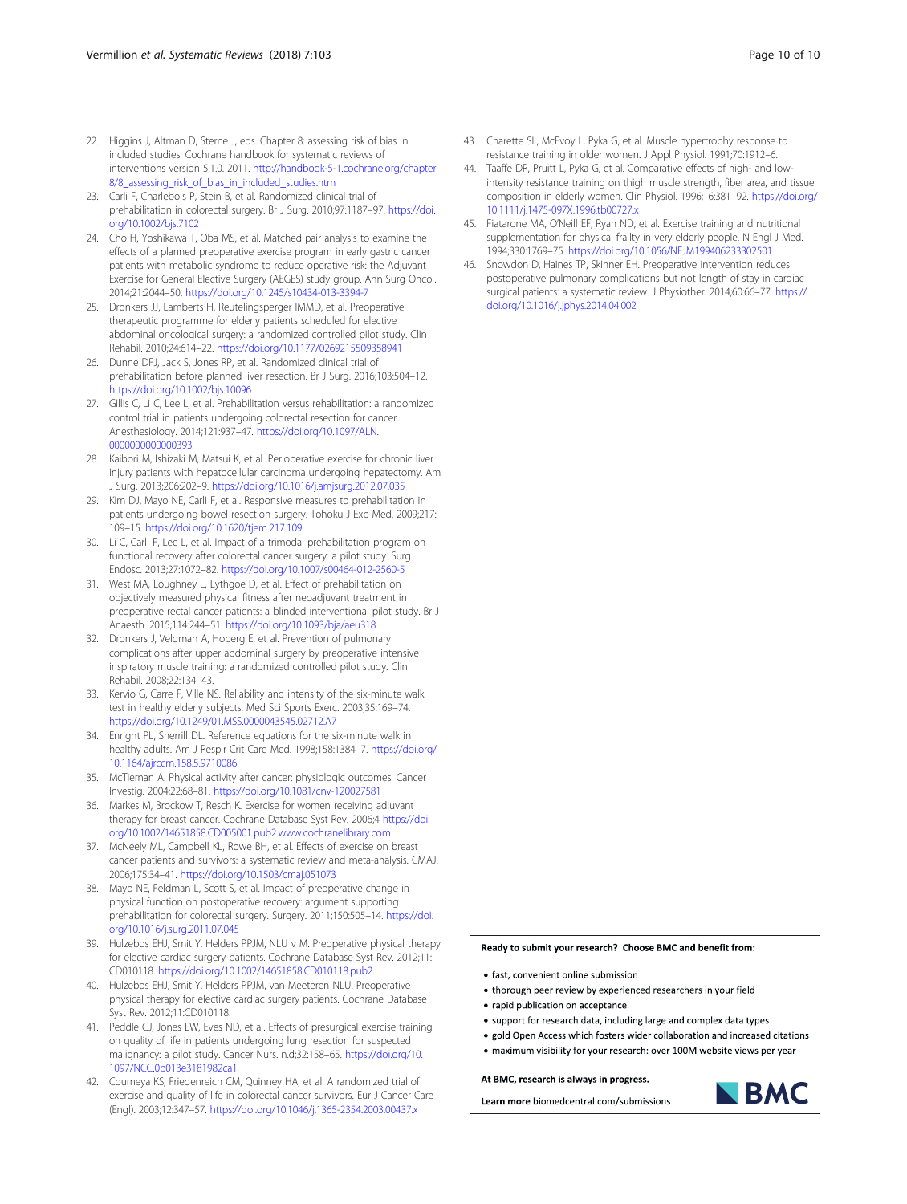22. Higgins J, Altman D, Sterne J, eds. Chapter 8: assessing risk of bias in included studies. Cochrane handbook for systematic reviews of interventions version 5.1.0. 2011. http://handbook-5-1.cochrane.org/chapter_8/8_assessing_risk_of_bias_in_included_studies.htm
23. Carli F, Charlebois P, Stein B, et al. Randomized clinical trial of prehabilitation in colorectal surgery. Br J Surg. 2010;97:1187–97. https://doi.org/10.1002/bjs.7102
24. Cho H, Yoshikawa T, Oba MS, et al. Matched pair analysis to examine the effects of a planned preoperative exercise program in early gastric cancer patients with metabolic syndrome to reduce operative risk: the Adjuvant Exercise for General Elective Surgery (AEGES) study group. Ann Surg Oncol. 2014;21:2044–50. https://doi.org/10.1245/s10434-013-3394-7
25. Dronkers JJ, Lamberts H, Reutelingsperger IMMD, et al. Preoperative therapeutic programme for elderly patients scheduled for elective abdominal oncological surgery: a randomized controlled pilot study. Clin Rehabil. 2010;24:614–22. https://doi.org/10.1177/0269215509358941
26. Dunne DFJ, Jack S, Jones RP, et al. Randomized clinical trial of prehabilitation before planned liver resection. Br J Surg. 2016;103:504–12. https://doi.org/10.1002/bjs.10096
27. Gillis C, Li C, Lee L, et al. Prehabilitation versus rehabilitation: a randomized control trial in patients undergoing colorectal resection for cancer. Anesthesiology. 2014;121:937–47. https://doi.org/10.1097/ALN.0000000000000393
28. Kaibori M, Ishizaki M, Matsui K, et al. Perioperative exercise for chronic liver injury patients with hepatocellular carcinoma undergoing hepatectomy. Am J Surg. 2013;206:202–9. https://doi.org/10.1016/j.amjsurg.2012.07.035
29. Kim DJ, Mayo NE, Carli F, et al. Responsive measures to prehabilitation in patients undergoing bowel resection surgery. Tohoku J Exp Med. 2009;217:109–15. https://doi.org/10.1620/tjem.217.109
30. Li C, Carli F, Lee L, et al. Impact of a trimodal prehabilitation program on functional recovery after colorectal cancer surgery: a pilot study. Surg Endosc. 2013;27:1072–82. https://doi.org/10.1007/s00464-012-2560-5
31. West MA, Loughney L, Lythgoe D, et al. Effect of prehabilitation on objectively measured physical fitness after neoadjuvant treatment in preoperative rectal cancer patients: a blinded interventional pilot study. Br J Anaesth. 2015;114:244–51. https://doi.org/10.1093/bja/aeu318
32. Dronkers J, Veldman A, Hoberg E, et al. Prevention of pulmonary complications after upper abdominal surgery by preoperative intensive inspiratory muscle training: a randomized controlled pilot study. Clin Rehabil. 2008;22:134–43.
33. Kervio G, Carre F, Ville NS. Reliability and intensity of the six-minute walk test in healthy elderly subjects. Med Sci Sports Exerc. 2003;35:169–74. https://doi.org/10.1249/01.MSS.0000043545.02712.A7
34. Enright PL, Sherrill DL. Reference equations for the six-minute walk in healthy adults. Am J Respir Crit Care Med. 1998;158:1384–7. https://doi.org/10.1164/ajrccm.158.5.9710086
35. McTiernan A. Physical activity after cancer: physiologic outcomes. Cancer Investig. 2004;22:68–81. https://doi.org/10.1081/cnv-120027581
36. Markes M, Brockow T, Resch K. Exercise for women receiving adjuvant therapy for breast cancer. Cochrane Database Syst Rev. 2006;4 https://doi.org/10.1002/14651858.CD005001.pub2.www.cochranelibrary.com
37. McNeely ML, Campbell KL, Rowe BH, et al. Effects of exercise on breast cancer patients and survivors: a systematic review and meta-analysis. CMAJ. 2006;175:34–41. https://doi.org/10.1503/cmaj.051073
38. Mayo NE, Feldman L, Scott S, et al. Impact of preoperative change in physical function on postoperative recovery: argument supporting prehabilitation for colorectal surgery. Surgery. 2011;150:505–14. https://doi.org/10.1016/j.surg.2011.07.045
39. Hulzebos EHJ, Smit Y, Helders PPJM, NLU v M. Preoperative physical therapy for elective cardiac surgery patients. Cochrane Database Syst Rev. 2012;11:CD010118. https://doi.org/10.1002/14651858.CD010118.pub2
40. Hulzebos EHJ, Smit Y, Helders PPJM, van Meeteren NLU. Preoperative physical therapy for elective cardiac surgery patients. Cochrane Database Syst Rev. 2012;11:CD010118.
41. Peddle CJ, Jones LW, Eves ND, et al. Effects of presurgical exercise training on quality of life in patients undergoing lung resection for suspected malignancy: a pilot study. Cancer Nurs. n.d;32:158–65. https://doi.org/10.1097/NCC.0b013e3181982ca1
42. Courneya KS, Friedenreich CM, Quinney HA, et al. A randomized trial of exercise and quality of life in colorectal cancer survivors. Eur J Cancer Care (Engl). 2003;12:347–57. https://doi.org/10.1046/j.1365-2354.2003.00437.x
43. Charette SL, McEvoy L, Pyka G, et al. Muscle hypertrophy response to resistance training in older women. J Appl Physiol. 1991;70:1912–6.
44. Taaffe DR, Pruitt L, Pyka G, et al. Comparative effects of high- and low-intensity resistance training on thigh muscle strength, fiber area, and tissue composition in elderly women. Clin Physiol. 1996;16:381–92. https://doi.org/10.1111/j.1475-097X.1996.tb00727.x
45. Fiatarone MA, O'Neill EF, Ryan ND, et al. Exercise training and nutritional supplementation for physical frailty in very elderly people. N Engl J Med. 1994;330:1769–75. https://doi.org/10.1056/NEJM199406233302501
46. Snowdon D, Haines TP, Skinner EH. Preoperative intervention reduces postoperative pulmonary complications but not length of stay in cardiac surgical patients: a systematic review. J Physiother. 2014;60:66–77. https://doi.org/10.1016/j.jphys.2014.04.002

**Ready to submit your research? Choose BMC and benefit from:**

- fast, convenient online submission
- thorough peer review by experienced researchers in your field
- rapid publication on acceptance
- support for research data, including large and complex data types
- gold Open Access which fosters wider collaboration and increased citations
- maximum visibility for your research: over 100M website views per year

**At BMC, research is always in progress.**

**Learn more** biomedcentral.com/submissions

BMC